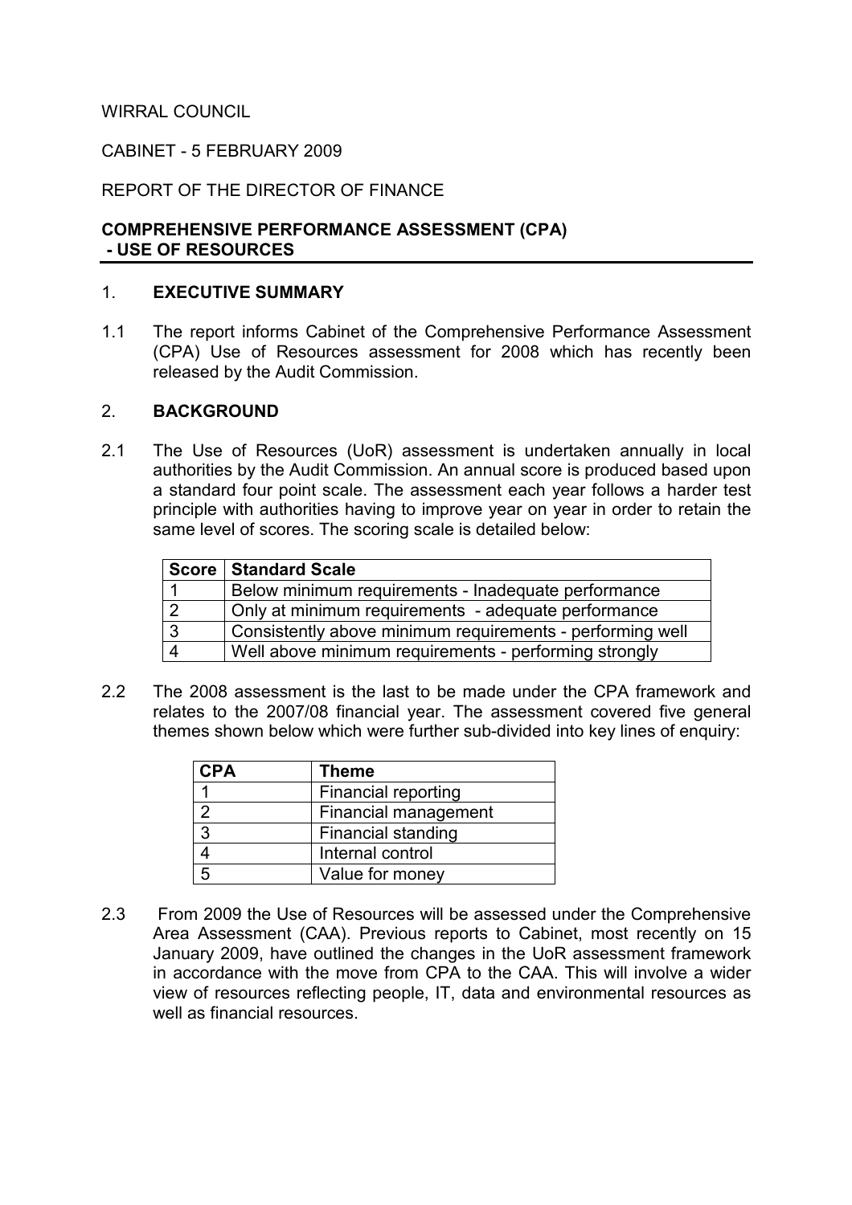WIRRAL COUNCIL

CABINET - 5 FEBRUARY 2009

REPORT OF THE DIRECTOR OF FINANCE

**COMPREHENSIVE PERFORMANCE ASSESSMENT (CPA) - USE OF RESOURCES**

## 1. EXECUTIVE SUMMARY

1.1 The report informs Cabinet of the Comprehensive Performance Assessment (CPA) Use of Resources assessment for 2008 which has recently been released by the Audit Commission.

## 2. BACKGROUND

2.1 The Use of Resources (UoR) assessment is undertaken annually in local authorities by the Audit Commission. An annual score is produced based upon a standard four point scale. The assessment each year follows a harder test principle with authorities having to improve year on year in order to retain the same level of scores. The scoring scale is detailed below:

| Score | Standard Scale |
|---|---|
| 1 | Below minimum requirements - Inadequate performance |
| 2 | Only at minimum requirements - adequate performance |
| 3 | Consistently above minimum requirements - performing well |
| 4 | Well above minimum requirements - performing strongly |

2.2 The 2008 assessment is the last to be made under the CPA framework and relates to the 2007/08 financial year. The assessment covered five general themes shown below which were further sub-divided into key lines of enquiry:

| CPA | Theme |
|---|---|
| 1 | Financial reporting |
| 2 | Financial management |
| 3 | Financial standing |
| 4 | Internal control |
| 5 | Value for money |

2.3 From 2009 the Use of Resources will be assessed under the Comprehensive Area Assessment (CAA). Previous reports to Cabinet, most recently on 15 January 2009, have outlined the changes in the UoR assessment framework in accordance with the move from CPA to the CAA. This will involve a wider view of resources reflecting people, IT, data and environmental resources as well as financial resources.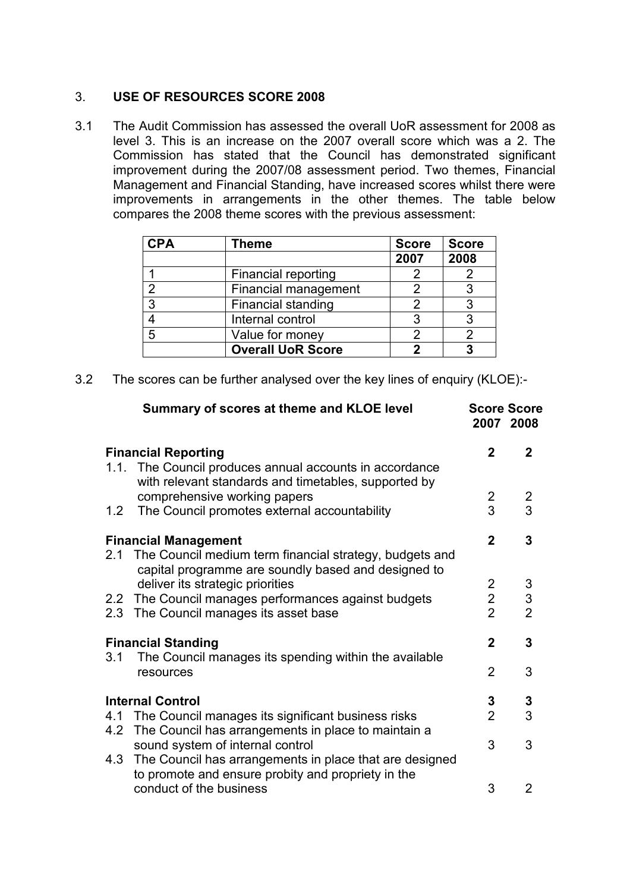## 3. USE OF RESOURCES SCORE 2008

3.1 The Audit Commission has assessed the overall UoR assessment for 2008 as level 3. This is an increase on the 2007 overall score which was a 2. The Commission has stated that the Council has demonstrated significant improvement during the 2007/08 assessment period. Two themes, Financial Management and Financial Standing, have increased scores whilst there were improvements in arrangements in the other themes. The table below compares the 2008 theme scores with the previous assessment:

| CPA | Theme | Score | Score |
|---|---|---|---|
| | | 2007 | 2008 |
| 1 | Financial reporting | 2 | 2 |
| 2 | Financial management | 2 | 3 |
| 3 | Financial standing | 2 | 3 |
| 4 | Internal control | 3 | 3 |
| 5 | Value for money | 2 | 2 |
| | **Overall UoR Score** | **2** | **3** |

3.2 The scores can be further analysed over the key lines of enquiry (KLOE):-

| Summary of scores at theme and KLOE level | Score 2007 | Score 2008 |
|---|---|---|
| **Financial Reporting** | **2** | **2** |
| 1.1. The Council produces annual accounts in accordance with relevant standards and timetables, supported by comprehensive working papers | 2 | 2 |
| 1.2 The Council promotes external accountability | 3 | 3 |
| **Financial Management** | **2** | **3** |
| 2.1 The Council medium term financial strategy, budgets and capital programme are soundly based and designed to deliver its strategic priorities | 2 | 3 |
| 2.2 The Council manages performances against budgets | 2 | 3 |
| 2.3 The Council manages its asset base | 2 | 2 |
| **Financial Standing** | **2** | **3** |
| 3.1 The Council manages its spending within the available resources | 2 | 3 |
| **Internal Control** | **3** | **3** |
| 4.1 The Council manages its significant business risks | 2 | 3 |
| 4.2 The Council has arrangements in place to maintain a sound system of internal control | 3 | 3 |
| 4.3 The Council has arrangements in place that are designed to promote and ensure probity and propriety in the conduct of the business | 3 | 2 |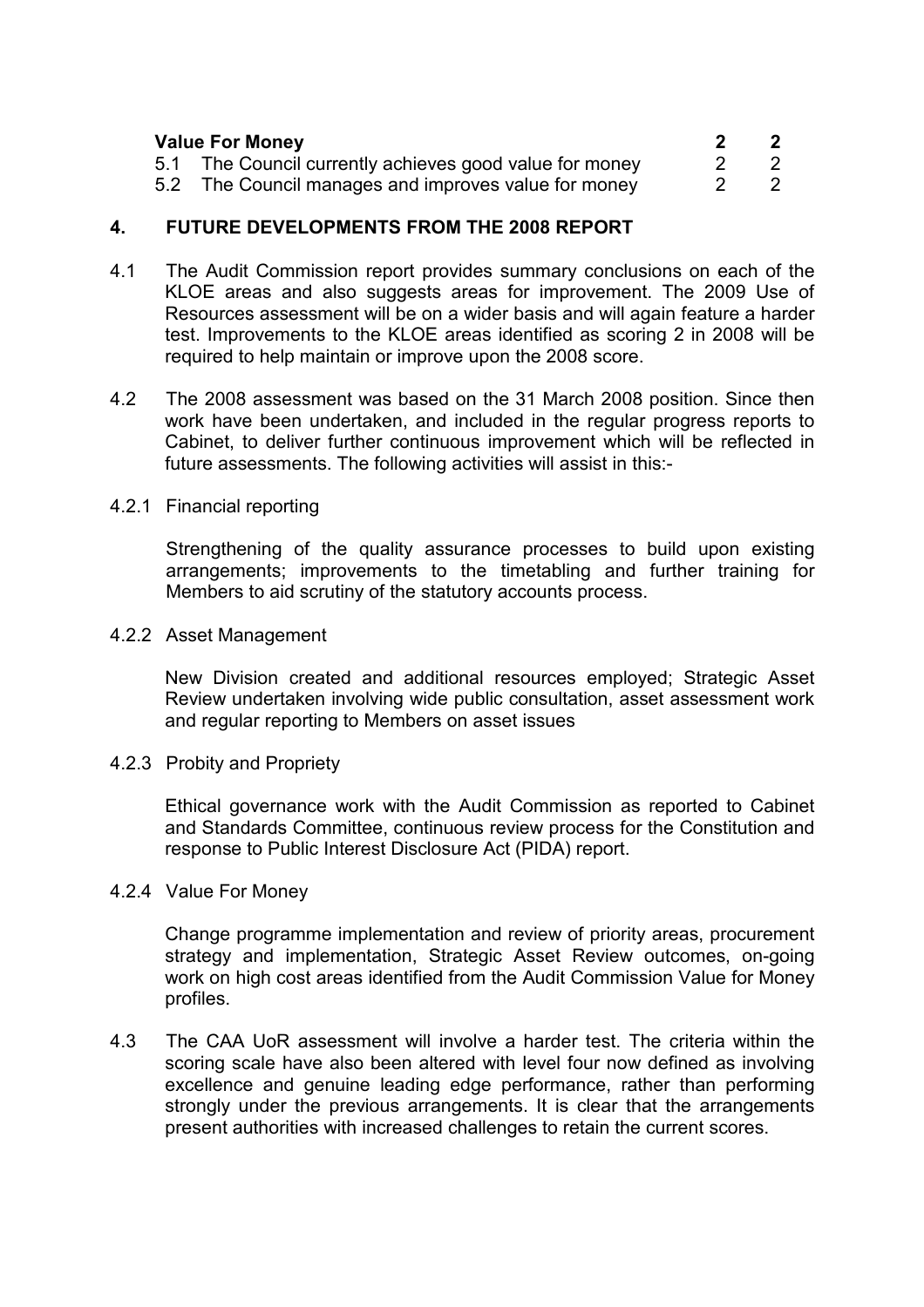| | | |
|---|---|---|
| **Value For Money** | **2** | **2** |
| 5.1 The Council currently achieves good value for money | 2 | 2 |
| 5.2 The Council manages and improves value for money | 2 | 2 |

## 4. FUTURE DEVELOPMENTS FROM THE 2008 REPORT

4.1 The Audit Commission report provides summary conclusions on each of the KLOE areas and also suggests areas for improvement. The 2009 Use of Resources assessment will be on a wider basis and will again feature a harder test. Improvements to the KLOE areas identified as scoring 2 in 2008 will be required to help maintain or improve upon the 2008 score.

4.2 The 2008 assessment was based on the 31 March 2008 position. Since then work have been undertaken, and included in the regular progress reports to Cabinet, to deliver further continuous improvement which will be reflected in future assessments. The following activities will assist in this:-

4.2.1 Financial reporting

Strengthening of the quality assurance processes to build upon existing arrangements; improvements to the timetabling and further training for Members to aid scrutiny of the statutory accounts process.

4.2.2 Asset Management

New Division created and additional resources employed; Strategic Asset Review undertaken involving wide public consultation, asset assessment work and regular reporting to Members on asset issues

4.2.3 Probity and Propriety

Ethical governance work with the Audit Commission as reported to Cabinet and Standards Committee, continuous review process for the Constitution and response to Public Interest Disclosure Act (PIDA) report.

4.2.4 Value For Money

Change programme implementation and review of priority areas, procurement strategy and implementation, Strategic Asset Review outcomes, on-going work on high cost areas identified from the Audit Commission Value for Money profiles.

4.3 The CAA UoR assessment will involve a harder test. The criteria within the scoring scale have also been altered with level four now defined as involving excellence and genuine leading edge performance, rather than performing strongly under the previous arrangements. It is clear that the arrangements present authorities with increased challenges to retain the current scores.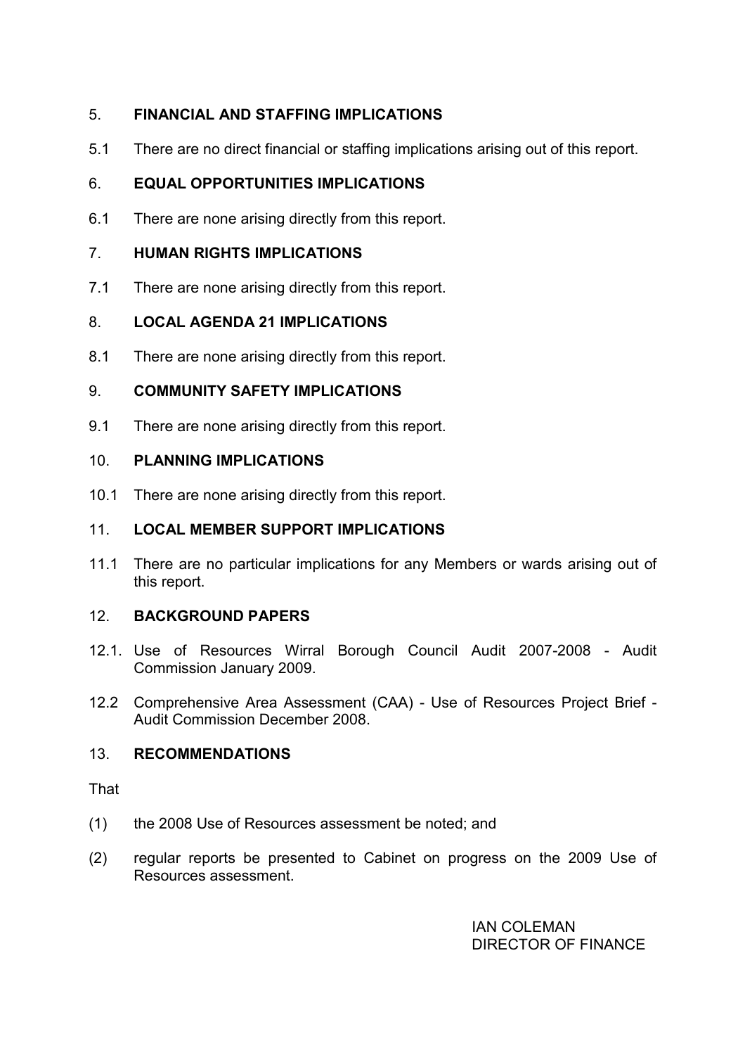## 5. FINANCIAL AND STAFFING IMPLICATIONS

5.1 There are no direct financial or staffing implications arising out of this report.

## 6. EQUAL OPPORTUNITIES IMPLICATIONS

6.1 There are none arising directly from this report.

## 7. HUMAN RIGHTS IMPLICATIONS

7.1 There are none arising directly from this report.

## 8. LOCAL AGENDA 21 IMPLICATIONS

8.1 There are none arising directly from this report.

## 9. COMMUNITY SAFETY IMPLICATIONS

9.1 There are none arising directly from this report.

## 10. PLANNING IMPLICATIONS

10.1 There are none arising directly from this report.

## 11. LOCAL MEMBER SUPPORT IMPLICATIONS

11.1 There are no particular implications for any Members or wards arising out of this report.

## 12. BACKGROUND PAPERS

12.1. Use of Resources Wirral Borough Council Audit 2007-2008 - Audit Commission January 2009.

12.2 Comprehensive Area Assessment (CAA) - Use of Resources Project Brief - Audit Commission December 2008.

## 13. RECOMMENDATIONS

That

(1) the 2008 Use of Resources assessment be noted; and

(2) regular reports be presented to Cabinet on progress on the 2009 Use of Resources assessment.

IAN COLEMAN
DIRECTOR OF FINANCE